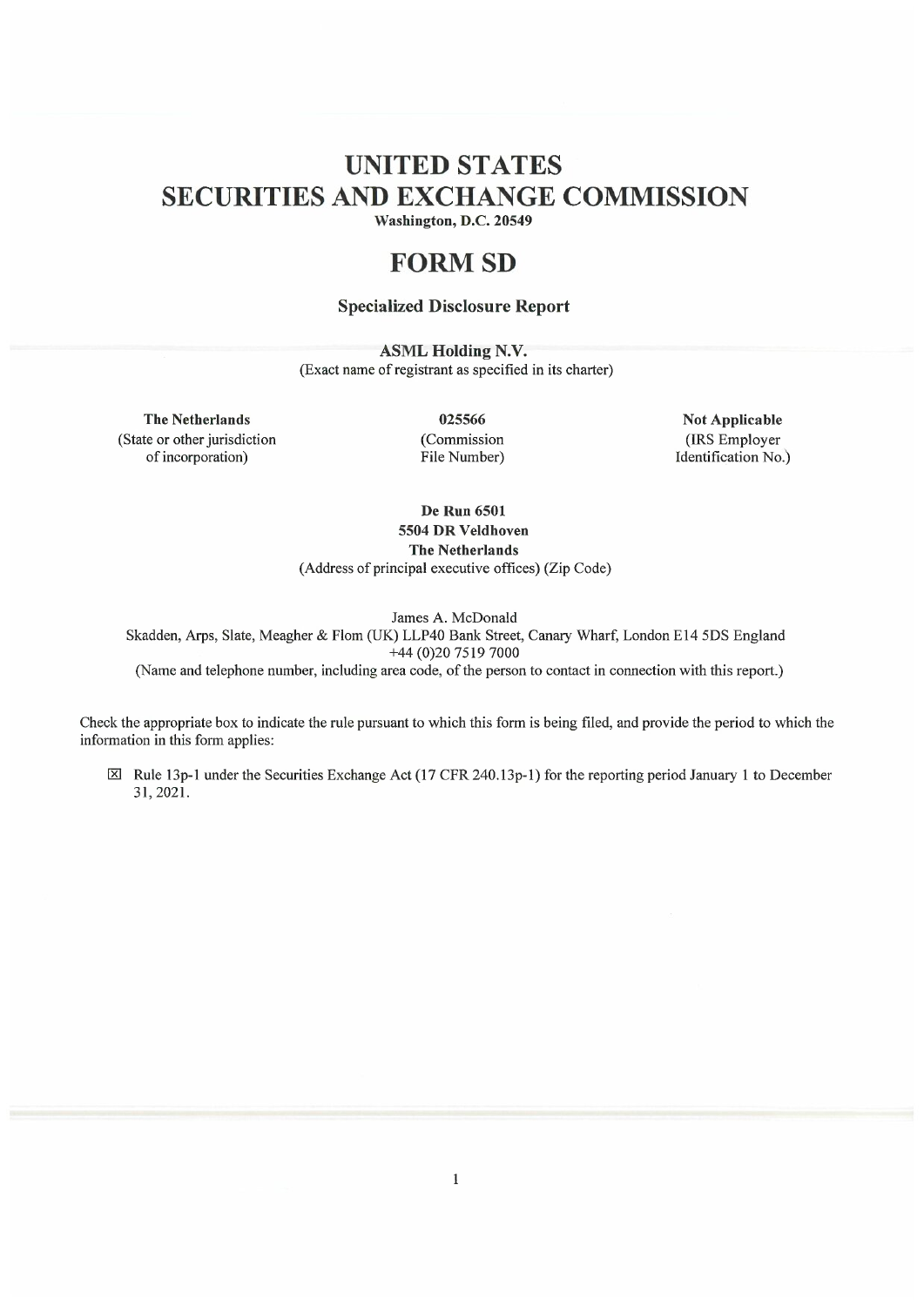# UNITED STATES
# SECURITIES AND EXCHANGE COMMISSION

**Washington, D.C. 20549**

# FORM SD

### Specialized Disclosure Report

**ASML Holding N.V.**
(Exact name of registrant as specified in its charter)

| **The Netherlands** | **025566** | **Not Applicable** |
|---|---|---|
| (State or other jurisdiction of incorporation) | (Commission File Number) | (IRS Employer Identification No.) |

**De Run 6501**
**5504 DR Veldhoven**
**The Netherlands**
(Address of principal executive offices) (Zip Code)

James A. McDonald
Skadden, Arps, Slate, Meagher & Flom (UK) LLP40 Bank Street, Canary Wharf, London E14 5DS England
+44 (0)20 7519 7000
(Name and telephone number, including area code, of the person to contact in connection with this report.)

Check the appropriate box to indicate the rule pursuant to which this form is being filed, and provide the period to which the information in this form applies:

☒ Rule 13p-1 under the Securities Exchange Act (17 CFR 240.13p-1) for the reporting period January 1 to December 31, 2021.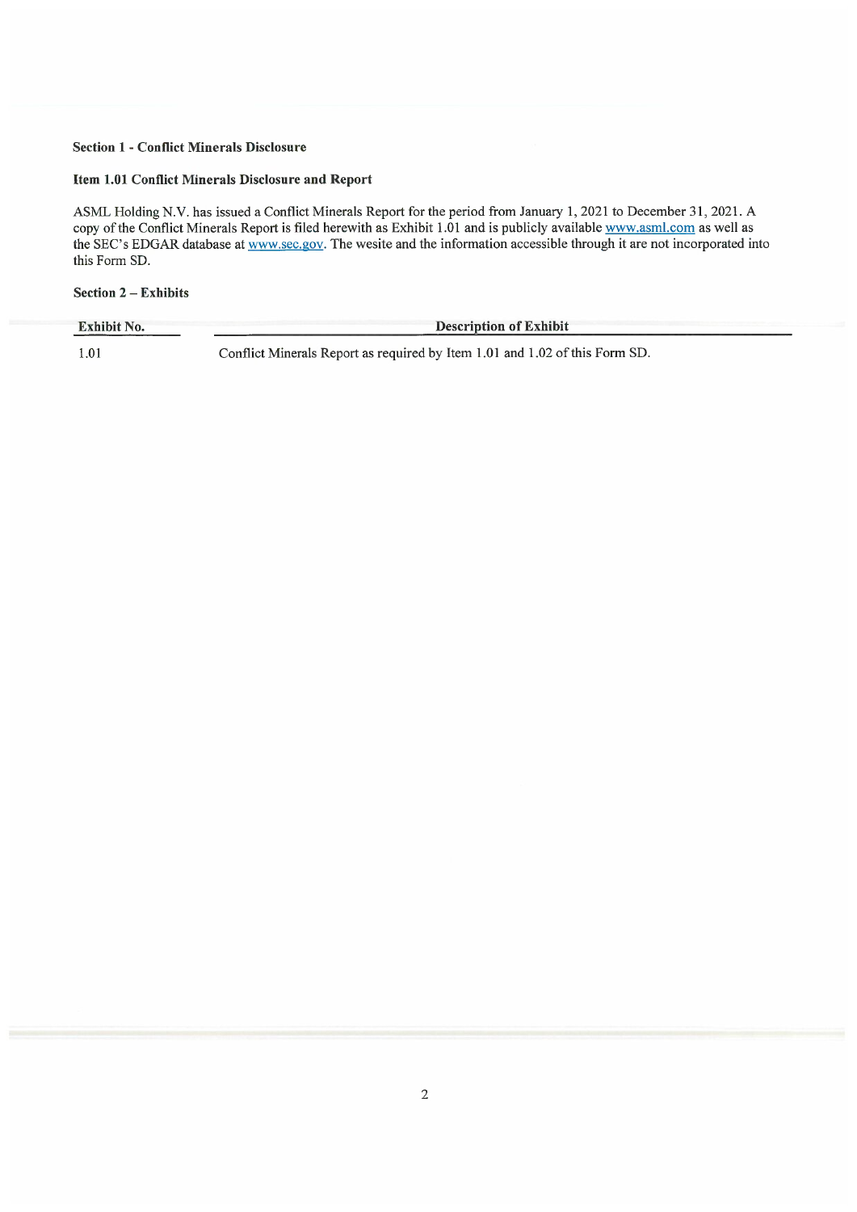## Section 1 - Conflict Minerals Disclosure

### Item 1.01 Conflict Minerals Disclosure and Report

ASML Holding N.V. has issued a Conflict Minerals Report for the period from January 1, 2021 to December 31, 2021. A copy of the Conflict Minerals Report is filed herewith as Exhibit 1.01 and is publicly available www.asml.com as well as the SEC's EDGAR database at www.sec.gov. The wesite and the information accessible through it are not incorporated into this Form SD.

## Section 2 – Exhibits

| Exhibit No. | Description of Exhibit |
|---|---|
| 1.01 | Conflict Minerals Report as required by Item 1.01 and 1.02 of this Form SD. |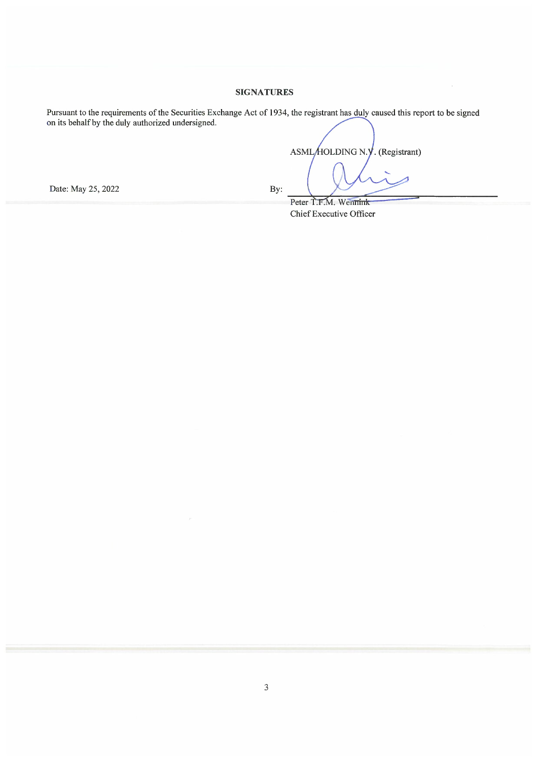## SIGNATURES

Pursuant to the requirements of the Securities Exchange Act of 1934, the registrant has duly caused this report to be signed on its behalf by the duly authorized undersigned.

ASML HOLDING N.V. (Registrant)

Date: May 25, 2022

By: \_\_\_\_\_\_\_\_\_\_\_\_\_\_\_\_\_\_\_\_\_\_\_\_\_\_\_\_\_\_

Peter T.F.M. Wennink
Chief Executive Officer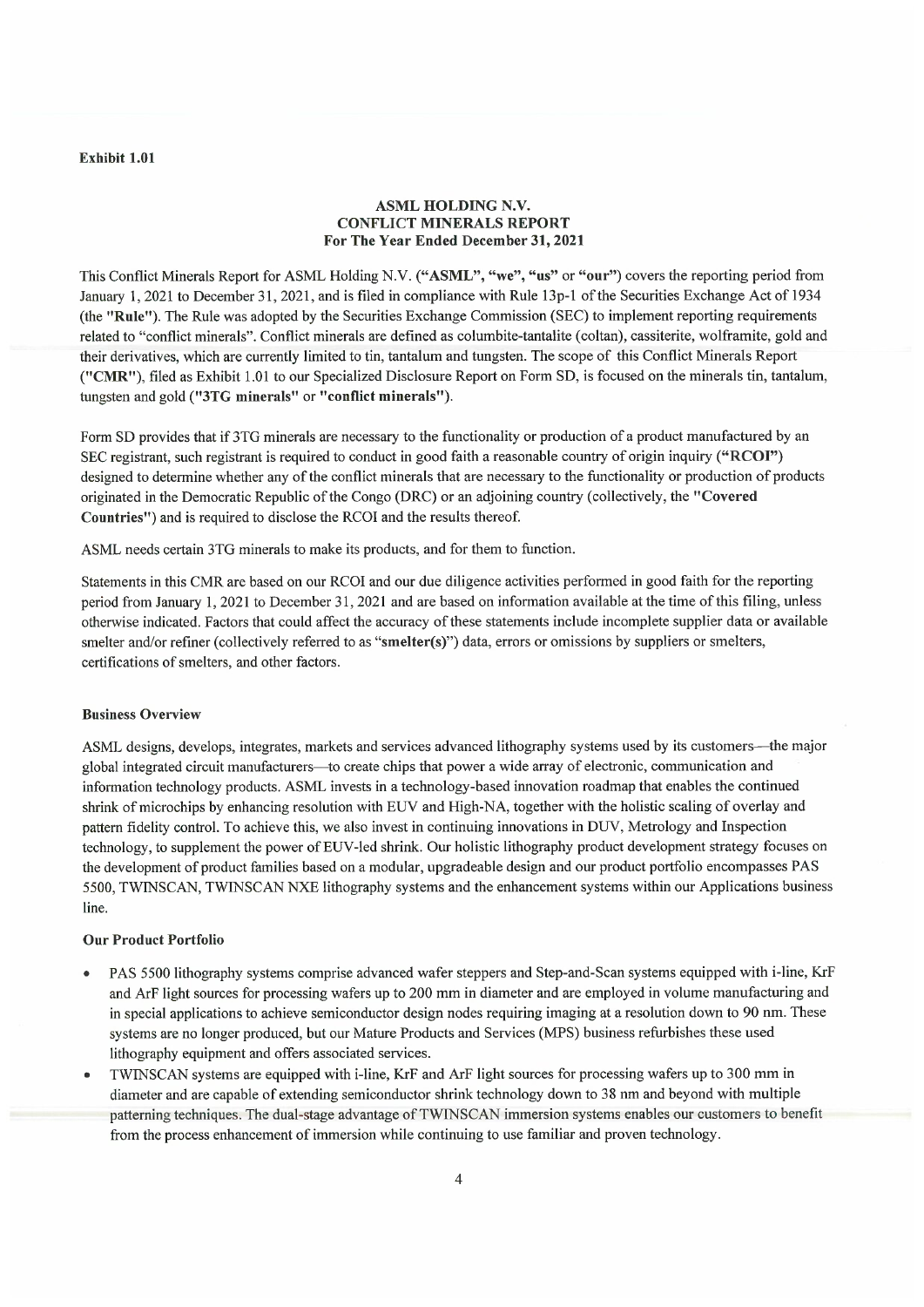**Exhibit 1.01**

**ASML HOLDING N.V.**
**CONFLICT MINERALS REPORT**
**For The Year Ended December 31, 2021**

This Conflict Minerals Report for ASML Holding N.V. (**"ASML"**, **"we"**, **"us"** or **"our"**) covers the reporting period from January 1, 2021 to December 31, 2021, and is filed in compliance with Rule 13p-1 of the Securities Exchange Act of 1934 (the **"Rule"**). The Rule was adopted by the Securities Exchange Commission (SEC) to implement reporting requirements related to "conflict minerals". Conflict minerals are defined as columbite-tantalite (coltan), cassiterite, wolframite, gold and their derivatives, which are currently limited to tin, tantalum and tungsten. The scope of this Conflict Minerals Report (**"CMR"**), filed as Exhibit 1.01 to our Specialized Disclosure Report on Form SD, is focused on the minerals tin, tantalum, tungsten and gold (**"3TG minerals"** or **"conflict minerals"**).

Form SD provides that if 3TG minerals are necessary to the functionality or production of a product manufactured by an SEC registrant, such registrant is required to conduct in good faith a reasonable country of origin inquiry (**"RCOI"**) designed to determine whether any of the conflict minerals that are necessary to the functionality or production of products originated in the Democratic Republic of the Congo (DRC) or an adjoining country (collectively, the **"Covered Countries"**) and is required to disclose the RCOI and the results thereof.

ASML needs certain 3TG minerals to make its products, and for them to function.

Statements in this CMR are based on our RCOI and our due diligence activities performed in good faith for the reporting period from January 1, 2021 to December 31, 2021 and are based on information available at the time of this filing, unless otherwise indicated. Factors that could affect the accuracy of these statements include incomplete supplier data or available smelter and/or refiner (collectively referred to as **"smelter(s)"**) data, errors or omissions by suppliers or smelters, certifications of smelters, and other factors.

**Business Overview**

ASML designs, develops, integrates, markets and services advanced lithography systems used by its customers—the major global integrated circuit manufacturers—to create chips that power a wide array of electronic, communication and information technology products. ASML invests in a technology-based innovation roadmap that enables the continued shrink of microchips by enhancing resolution with EUV and High-NA, together with the holistic scaling of overlay and pattern fidelity control. To achieve this, we also invest in continuing innovations in DUV, Metrology and Inspection technology, to supplement the power of EUV-led shrink. Our holistic lithography product development strategy focuses on the development of product families based on a modular, upgradeable design and our product portfolio encompasses PAS 5500, TWINSCAN, TWINSCAN NXE lithography systems and the enhancement systems within our Applications business line.

**Our Product Portfolio**

- PAS 5500 lithography systems comprise advanced wafer steppers and Step-and-Scan systems equipped with i-line, KrF and ArF light sources for processing wafers up to 200 mm in diameter and are employed in volume manufacturing and in special applications to achieve semiconductor design nodes requiring imaging at a resolution down to 90 nm. These systems are no longer produced, but our Mature Products and Services (MPS) business refurbishes these used lithography equipment and offers associated services.
- TWINSCAN systems are equipped with i-line, KrF and ArF light sources for processing wafers up to 300 mm in diameter and are capable of extending semiconductor shrink technology down to 38 nm and beyond with multiple patterning techniques. The dual-stage advantage of TWINSCAN immersion systems enables our customers to benefit from the process enhancement of immersion while continuing to use familiar and proven technology.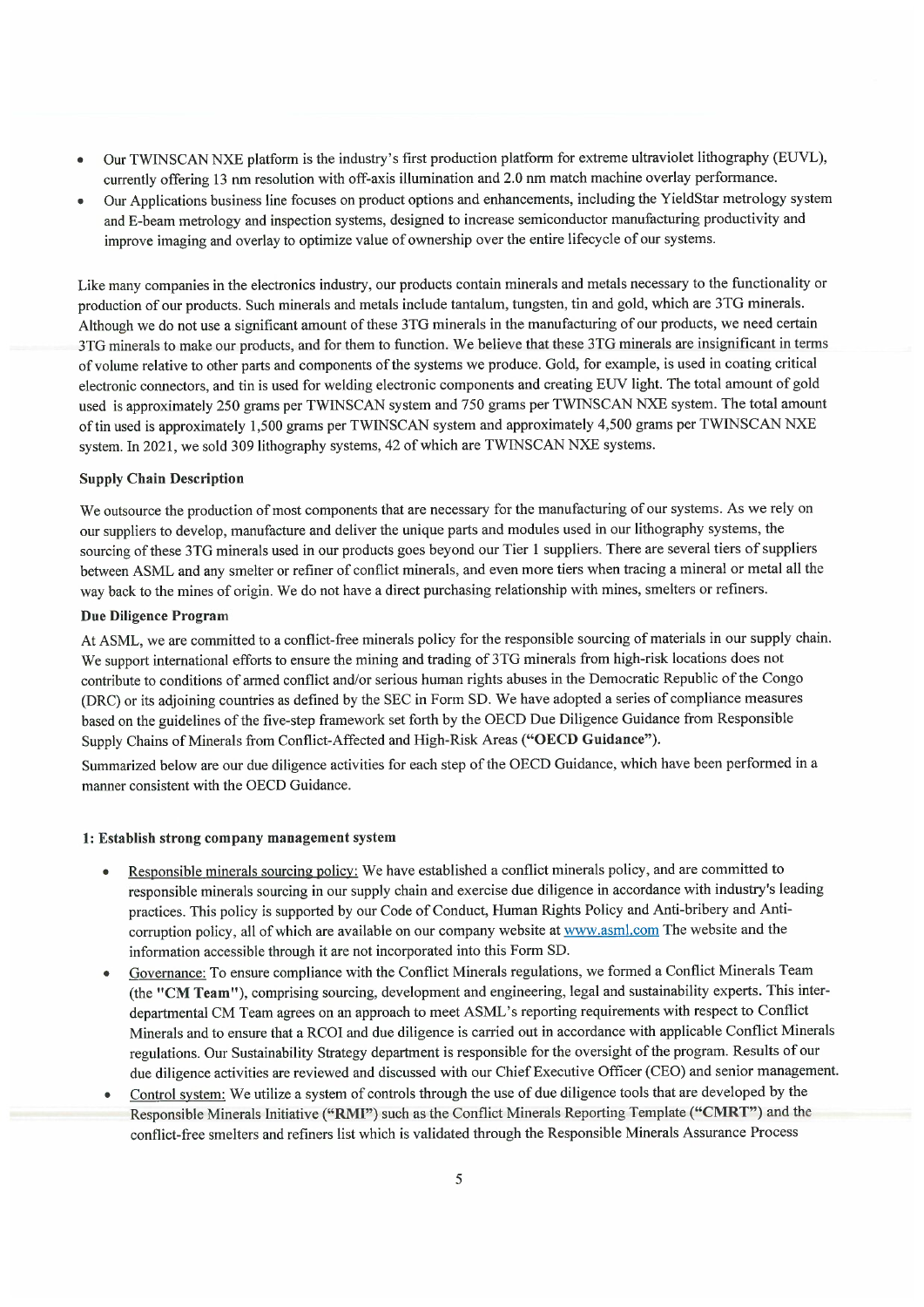- Our TWINSCAN NXE platform is the industry's first production platform for extreme ultraviolet lithography (EUVL), currently offering 13 nm resolution with off-axis illumination and 2.0 nm match machine overlay performance.
- Our Applications business line focuses on product options and enhancements, including the YieldStar metrology system and E-beam metrology and inspection systems, designed to increase semiconductor manufacturing productivity and improve imaging and overlay to optimize value of ownership over the entire lifecycle of our systems.

Like many companies in the electronics industry, our products contain minerals and metals necessary to the functionality or production of our products. Such minerals and metals include tantalum, tungsten, tin and gold, which are 3TG minerals. Although we do not use a significant amount of these 3TG minerals in the manufacturing of our products, we need certain 3TG minerals to make our products, and for them to function. We believe that these 3TG minerals are insignificant in terms of volume relative to other parts and components of the systems we produce. Gold, for example, is used in coating critical electronic connectors, and tin is used for welding electronic components and creating EUV light. The total amount of gold used is approximately 250 grams per TWINSCAN system and 750 grams per TWINSCAN NXE system. The total amount of tin used is approximately 1,500 grams per TWINSCAN system and approximately 4,500 grams per TWINSCAN NXE system. In 2021, we sold 309 lithography systems, 42 of which are TWINSCAN NXE systems.

**Supply Chain Description**

We outsource the production of most components that are necessary for the manufacturing of our systems. As we rely on our suppliers to develop, manufacture and deliver the unique parts and modules used in our lithography systems, the sourcing of these 3TG minerals used in our products goes beyond our Tier 1 suppliers. There are several tiers of suppliers between ASML and any smelter or refiner of conflict minerals, and even more tiers when tracing a mineral or metal all the way back to the mines of origin. We do not have a direct purchasing relationship with mines, smelters or refiners.

**Due Diligence Program**

At ASML, we are committed to a conflict-free minerals policy for the responsible sourcing of materials in our supply chain. We support international efforts to ensure the mining and trading of 3TG minerals from high-risk locations does not contribute to conditions of armed conflict and/or serious human rights abuses in the Democratic Republic of the Congo (DRC) or its adjoining countries as defined by the SEC in Form SD. We have adopted a series of compliance measures based on the guidelines of the five-step framework set forth by the OECD Due Diligence Guidance from Responsible Supply Chains of Minerals from Conflict-Affected and High-Risk Areas (**"OECD Guidance"**).

Summarized below are our due diligence activities for each step of the OECD Guidance, which have been performed in a manner consistent with the OECD Guidance.

**1: Establish strong company management system**

- Responsible minerals sourcing policy: We have established a conflict minerals policy, and are committed to responsible minerals sourcing in our supply chain and exercise due diligence in accordance with industry's leading practices. This policy is supported by our Code of Conduct, Human Rights Policy and Anti-bribery and Anti-corruption policy, all of which are available on our company website at www.asml.com The website and the information accessible through it are not incorporated into this Form SD.
- Governance: To ensure compliance with the Conflict Minerals regulations, we formed a Conflict Minerals Team (the **"CM Team"**), comprising sourcing, development and engineering, legal and sustainability experts. This inter-departmental CM Team agrees on an approach to meet ASML's reporting requirements with respect to Conflict Minerals and to ensure that a RCOI and due diligence is carried out in accordance with applicable Conflict Minerals regulations. Our Sustainability Strategy department is responsible for the oversight of the program. Results of our due diligence activities are reviewed and discussed with our Chief Executive Officer (CEO) and senior management.
- Control system: We utilize a system of controls through the use of due diligence tools that are developed by the Responsible Minerals Initiative (**"RMI"**) such as the Conflict Minerals Reporting Template (**"CMRT"**) and the conflict-free smelters and refiners list which is validated through the Responsible Minerals Assurance Process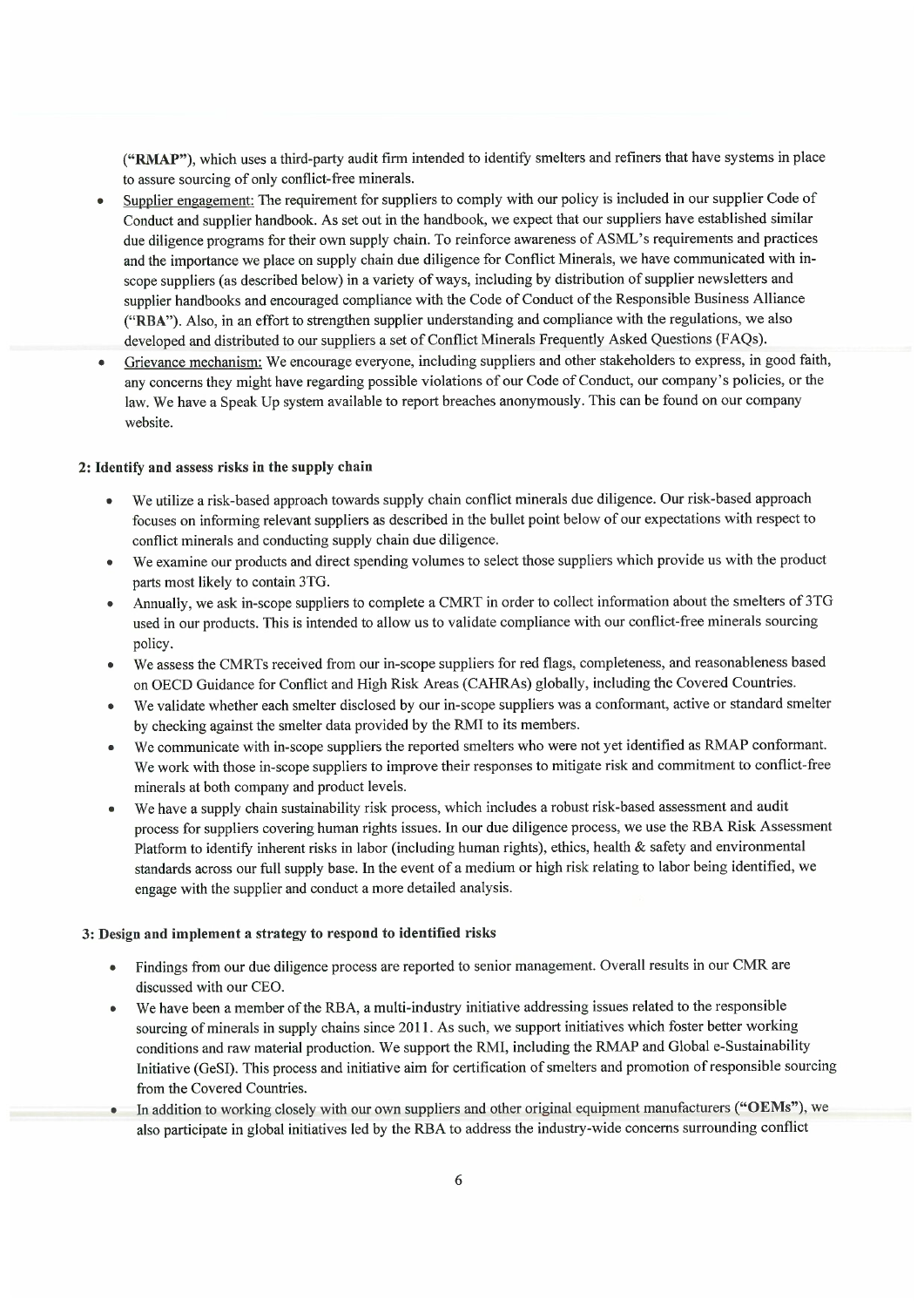("**RMAP**"), which uses a third-party audit firm intended to identify smelters and refiners that have systems in place to assure sourcing of only conflict-free minerals.

- Supplier engagement: The requirement for suppliers to comply with our policy is included in our supplier Code of Conduct and supplier handbook. As set out in the handbook, we expect that our suppliers have established similar due diligence programs for their own supply chain. To reinforce awareness of ASML's requirements and practices and the importance we place on supply chain due diligence for Conflict Minerals, we have communicated with in-scope suppliers (as described below) in a variety of ways, including by distribution of supplier newsletters and supplier handbooks and encouraged compliance with the Code of Conduct of the Responsible Business Alliance ("RBA"). Also, in an effort to strengthen supplier understanding and compliance with the regulations, we also developed and distributed to our suppliers a set of Conflict Minerals Frequently Asked Questions (FAQs).
- Grievance mechanism: We encourage everyone, including suppliers and other stakeholders to express, in good faith, any concerns they might have regarding possible violations of our Code of Conduct, our company's policies, or the law. We have a Speak Up system available to report breaches anonymously. This can be found on our company website.

**2: Identify and assess risks in the supply chain**

- We utilize a risk-based approach towards supply chain conflict minerals due diligence. Our risk-based approach focuses on informing relevant suppliers as described in the bullet point below of our expectations with respect to conflict minerals and conducting supply chain due diligence.
- We examine our products and direct spending volumes to select those suppliers which provide us with the product parts most likely to contain 3TG.
- Annually, we ask in-scope suppliers to complete a CMRT in order to collect information about the smelters of 3TG used in our products. This is intended to allow us to validate compliance with our conflict-free minerals sourcing policy.
- We assess the CMRTs received from our in-scope suppliers for red flags, completeness, and reasonableness based on OECD Guidance for Conflict and High Risk Areas (CAHRAs) globally, including the Covered Countries.
- We validate whether each smelter disclosed by our in-scope suppliers was a conformant, active or standard smelter by checking against the smelter data provided by the RMI to its members.
- We communicate with in-scope suppliers the reported smelters who were not yet identified as RMAP conformant. We work with those in-scope suppliers to improve their responses to mitigate risk and commitment to conflict-free minerals at both company and product levels.
- We have a supply chain sustainability risk process, which includes a robust risk-based assessment and audit process for suppliers covering human rights issues. In our due diligence process, we use the RBA Risk Assessment Platform to identify inherent risks in labor (including human rights), ethics, health & safety and environmental standards across our full supply base. In the event of a medium or high risk relating to labor being identified, we engage with the supplier and conduct a more detailed analysis.

**3: Design and implement a strategy to respond to identified risks**

- Findings from our due diligence process are reported to senior management. Overall results in our CMR are discussed with our CEO.
- We have been a member of the RBA, a multi-industry initiative addressing issues related to the responsible sourcing of minerals in supply chains since 2011. As such, we support initiatives which foster better working conditions and raw material production. We support the RMI, including the RMAP and Global e-Sustainability Initiative (GeSI). This process and initiative aim for certification of smelters and promotion of responsible sourcing from the Covered Countries.
- In addition to working closely with our own suppliers and other original equipment manufacturers ("**OEMs**"), we also participate in global initiatives led by the RBA to address the industry-wide concerns surrounding conflict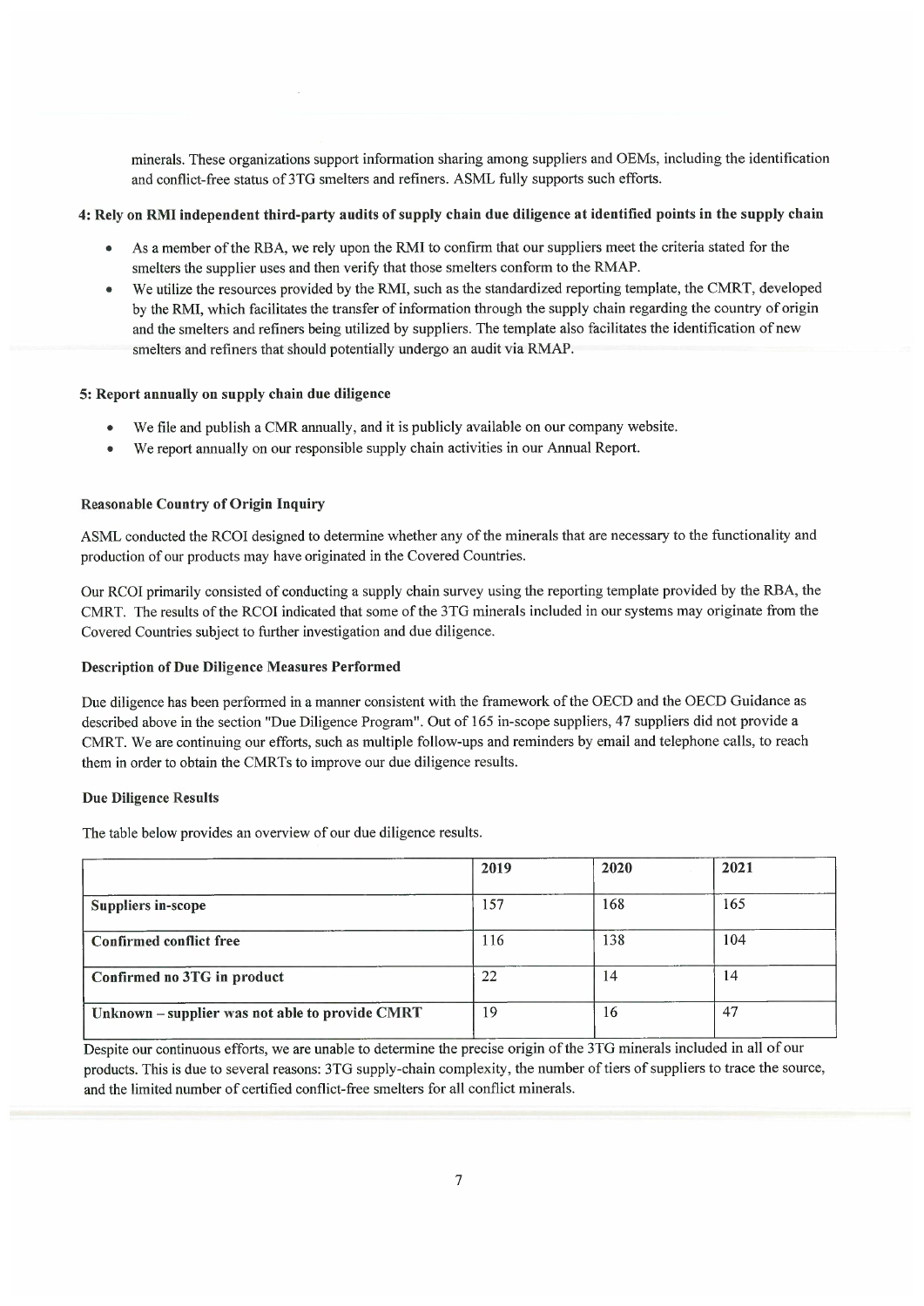minerals. These organizations support information sharing among suppliers and OEMs, including the identification and conflict-free status of 3TG smelters and refiners. ASML fully supports such efforts.

**4: Rely on RMI independent third-party audits of supply chain due diligence at identified points in the supply chain**

- As a member of the RBA, we rely upon the RMI to confirm that our suppliers meet the criteria stated for the smelters the supplier uses and then verify that those smelters conform to the RMAP.
- We utilize the resources provided by the RMI, such as the standardized reporting template, the CMRT, developed by the RMI, which facilitates the transfer of information through the supply chain regarding the country of origin and the smelters and refiners being utilized by suppliers. The template also facilitates the identification of new smelters and refiners that should potentially undergo an audit via RMAP.

**5: Report annually on supply chain due diligence**

- We file and publish a CMR annually, and it is publicly available on our company website.
- We report annually on our responsible supply chain activities in our Annual Report.

**Reasonable Country of Origin Inquiry**

ASML conducted the RCOI designed to determine whether any of the minerals that are necessary to the functionality and production of our products may have originated in the Covered Countries.

Our RCOI primarily consisted of conducting a supply chain survey using the reporting template provided by the RBA, the CMRT. The results of the RCOI indicated that some of the 3TG minerals included in our systems may originate from the Covered Countries subject to further investigation and due diligence.

**Description of Due Diligence Measures Performed**

Due diligence has been performed in a manner consistent with the framework of the OECD and the OECD Guidance as described above in the section "Due Diligence Program". Out of 165 in-scope suppliers, 47 suppliers did not provide a CMRT. We are continuing our efforts, such as multiple follow-ups and reminders by email and telephone calls, to reach them in order to obtain the CMRTs to improve our due diligence results.

**Due Diligence Results**

The table below provides an overview of our due diligence results.

| | 2019 | 2020 | 2021 |
|---|---|---|---|
| **Suppliers in-scope** | 157 | 168 | 165 |
| **Confirmed conflict free** | 116 | 138 | 104 |
| **Confirmed no 3TG in product** | 22 | 14 | 14 |
| **Unknown – supplier was not able to provide CMRT** | 19 | 16 | 47 |

Despite our continuous efforts, we are unable to determine the precise origin of the 3TG minerals included in all of our products. This is due to several reasons: 3TG supply-chain complexity, the number of tiers of suppliers to trace the source, and the limited number of certified conflict-free smelters for all conflict minerals.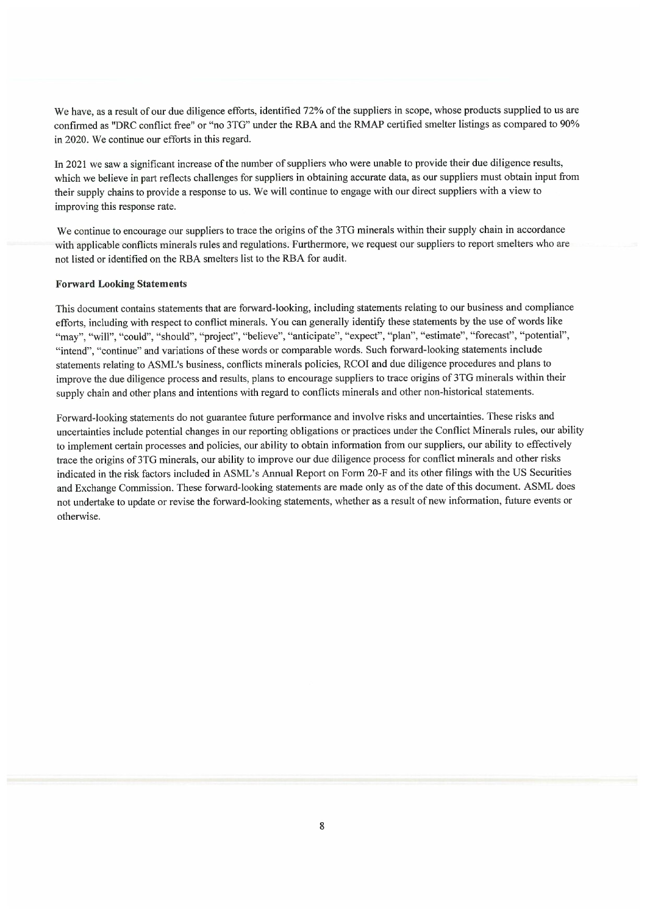We have, as a result of our due diligence efforts, identified 72% of the suppliers in scope, whose products supplied to us are confirmed as "DRC conflict free" or "no 3TG" under the RBA and the RMAP certified smelter listings as compared to 90% in 2020. We continue our efforts in this regard.

In 2021 we saw a significant increase of the number of suppliers who were unable to provide their due diligence results, which we believe in part reflects challenges for suppliers in obtaining accurate data, as our suppliers must obtain input from their supply chains to provide a response to us. We will continue to engage with our direct suppliers with a view to improving this response rate.

We continue to encourage our suppliers to trace the origins of the 3TG minerals within their supply chain in accordance with applicable conflicts minerals rules and regulations. Furthermore, we request our suppliers to report smelters who are not listed or identified on the RBA smelters list to the RBA for audit.

**Forward Looking Statements**

This document contains statements that are forward-looking, including statements relating to our business and compliance efforts, including with respect to conflict minerals. You can generally identify these statements by the use of words like "may", "will", "could", "should", "project", "believe", "anticipate", "expect", "plan", "estimate", "forecast", "potential", "intend", "continue" and variations of these words or comparable words. Such forward-looking statements include statements relating to ASML's business, conflicts minerals policies, RCOI and due diligence procedures and plans to improve the due diligence process and results, plans to encourage suppliers to trace origins of 3TG minerals within their supply chain and other plans and intentions with regard to conflicts minerals and other non-historical statements.

Forward-looking statements do not guarantee future performance and involve risks and uncertainties. These risks and uncertainties include potential changes in our reporting obligations or practices under the Conflict Minerals rules, our ability to implement certain processes and policies, our ability to obtain information from our suppliers, our ability to effectively trace the origins of 3TG minerals, our ability to improve our due diligence process for conflict minerals and other risks indicated in the risk factors included in ASML's Annual Report on Form 20-F and its other filings with the US Securities and Exchange Commission. These forward-looking statements are made only as of the date of this document. ASML does not undertake to update or revise the forward-looking statements, whether as a result of new information, future events or otherwise.